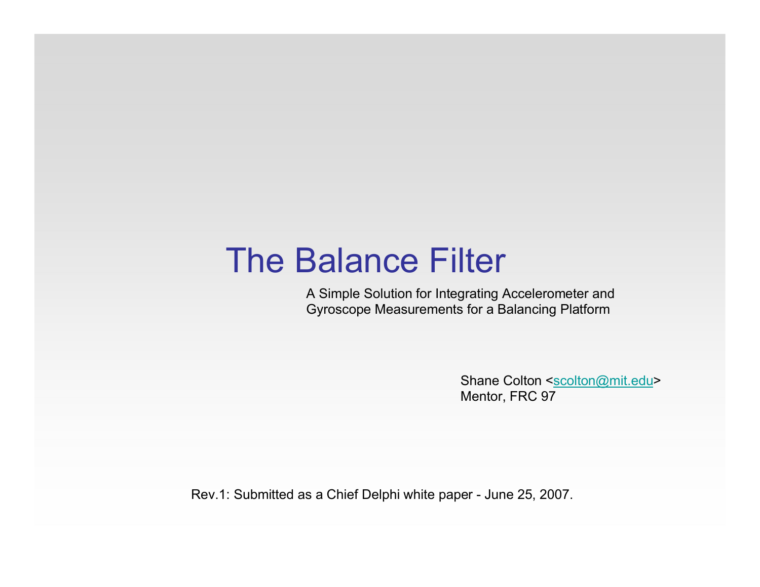# The Balance Filter

A Simple Solution for Integrating Accelerometer and Gyroscope Measurements for a Balancing Platform

Shane Colton <scolton@mit.edu>
Mentor, FRC 97

Rev.1: Submitted as a Chief Delphi white paper - June 25, 2007.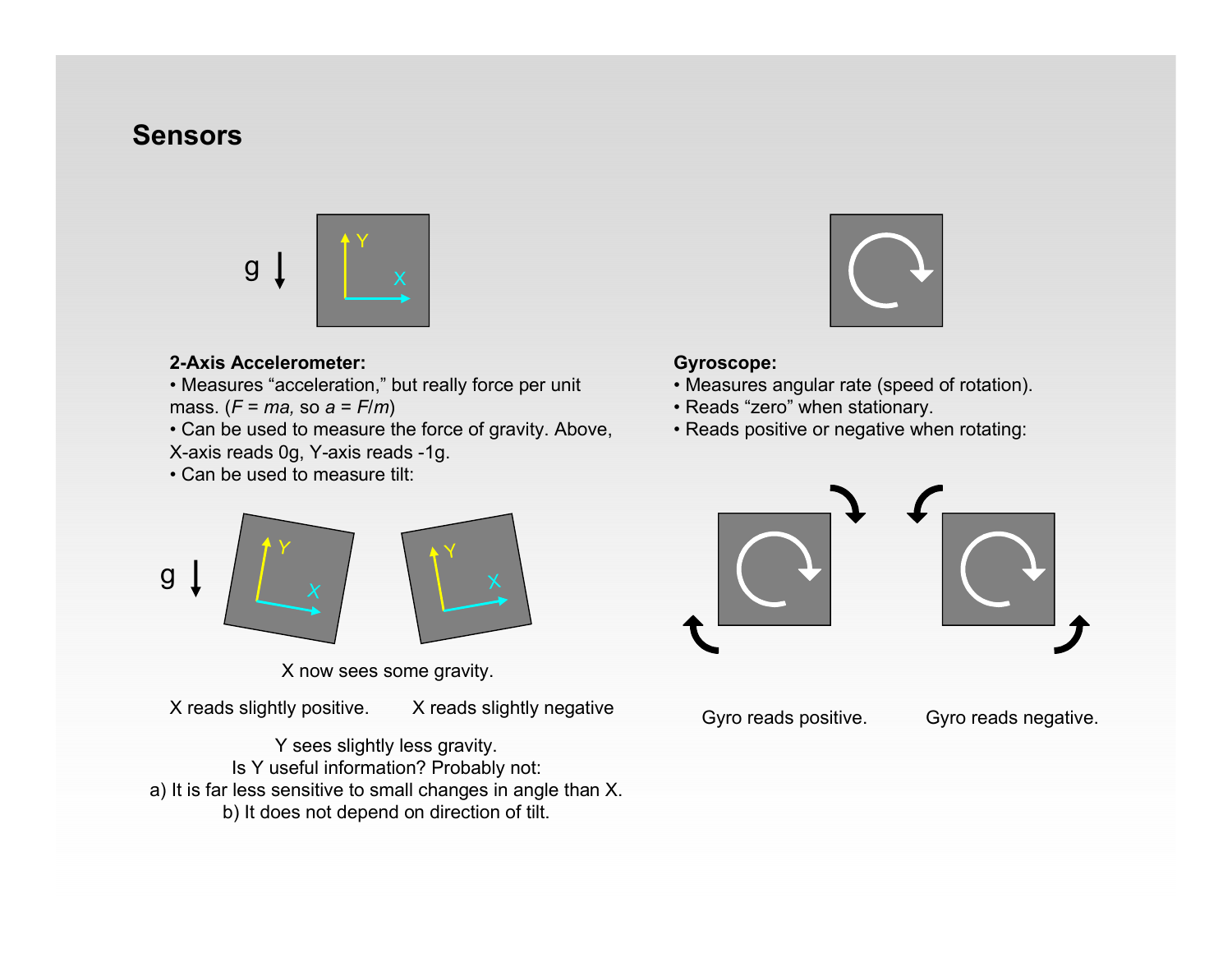# Sensors

**2-Axis Accelerometer:**

- Measures "acceleration," but really force per unit mass. ($F = ma$, so $a = F/m$)
- Can be used to measure the force of gravity. Above, X-axis reads 0g, Y-axis reads -1g.
- Can be used to measure tilt:

X now sees some gravity.

X reads slightly positive. X reads slightly negative

Y sees slightly less gravity.
Is Y useful information? Probably not:
a) It is far less sensitive to small changes in angle than X.
b) It does not depend on direction of tilt.

**Gyroscope:**

- Measures angular rate (speed of rotation).
- Reads "zero" when stationary.
- Reads positive or negative when rotating:

Gyro reads positive. Gyro reads negative.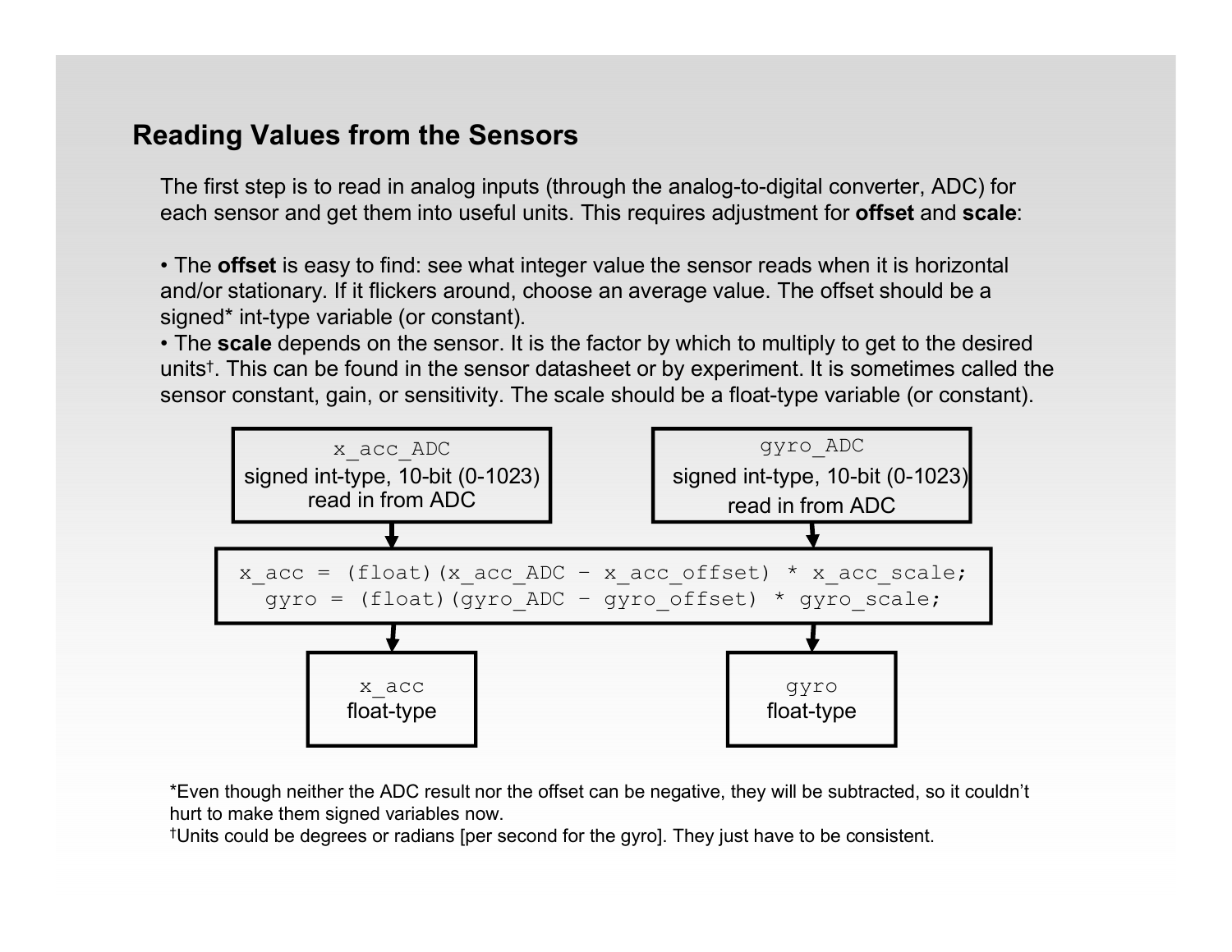## Reading Values from the Sensors

The first step is to read in analog inputs (through the analog-to-digital converter, ADC) for each sensor and get them into useful units. This requires adjustment for **offset** and **scale**:

• The **offset** is easy to find: see what integer value the sensor reads when it is horizontal and/or stationary. If it flickers around, choose an average value. The offset should be a signed* int-type variable (or constant).
• The **scale** depends on the sensor. It is the factor by which to multiply to get to the desired units†. This can be found in the sensor datasheet or by experiment. It is sometimes called the sensor constant, gain, or sensitivity. The scale should be a float-type variable (or constant).

`x_acc_ADC`
signed int-type, 10-bit (0-1023)
read in from ADC

`gyro_ADC`
signed int-type, 10-bit (0-1023)
read in from ADC

```
x_acc = (float)(x_acc_ADC – x_acc_offset) * x_acc_scale;
gyro = (float)(gyro_ADC – gyro_offset) * gyro_scale;
```

`x_acc`
float-type

`gyro`
float-type

*Even though neither the ADC result nor the offset can be negative, they will be subtracted, so it couldn't hurt to make them signed variables now.
†Units could be degrees or radians [per second for the gyro]. They just have to be consistent.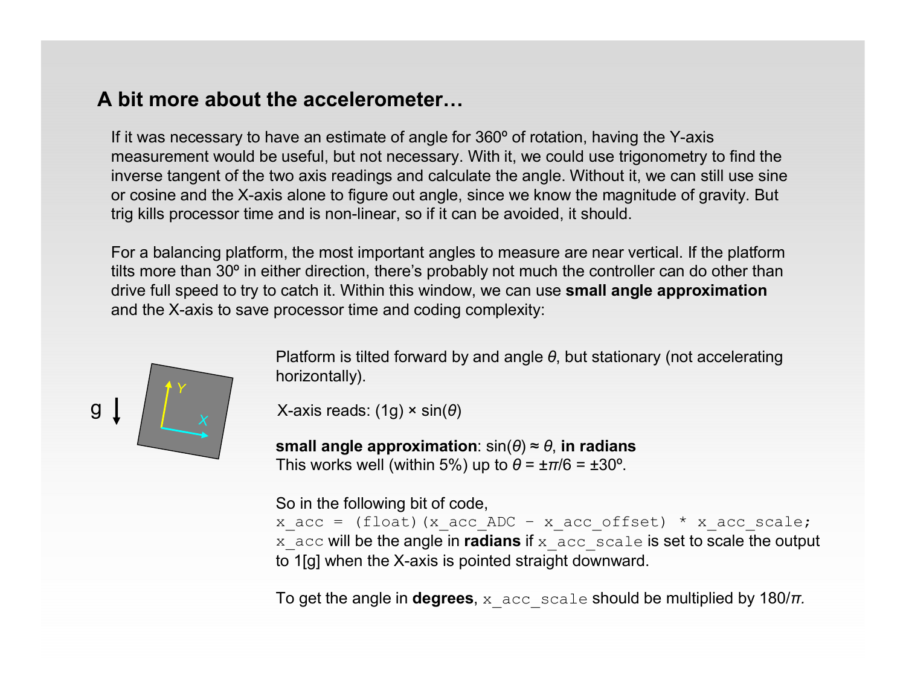## A bit more about the accelerometer…

If it was necessary to have an estimate of angle for 360º of rotation, having the Y-axis measurement would be useful, but not necessary. With it, we could use trigonometry to find the inverse tangent of the two axis readings and calculate the angle. Without it, we can still use sine or cosine and the X-axis alone to figure out angle, since we know the magnitude of gravity. But trig kills processor time and is non-linear, so if it can be avoided, it should.

For a balancing platform, the most important angles to measure are near vertical. If the platform tilts more than 30º in either direction, there's probably not much the controller can do other than drive full speed to try to catch it. Within this window, we can use **small angle approximation** and the X-axis to save processor time and coding complexity:

Platform is tilted forward by and angle $\theta$, but stationary (not accelerating horizontally).

X-axis reads: (1g) × $\sin(\theta)$

**small angle approximation**: $\sin(\theta) \approx \theta$, **in radians**
This works well (within 5%) up to $\theta = \pm\pi/6 = \pm 30º$.

So in the following bit of code,

```
x_acc = (float)(x_acc_ADC – x_acc_offset) * x_acc_scale;
```

`x_acc` will be the angle in **radians** if `x_acc_scale` is set to scale the output to 1[g] when the X-axis is pointed straight downward.

To get the angle in **degrees**, `x_acc_scale` should be multiplied by $180/\pi$.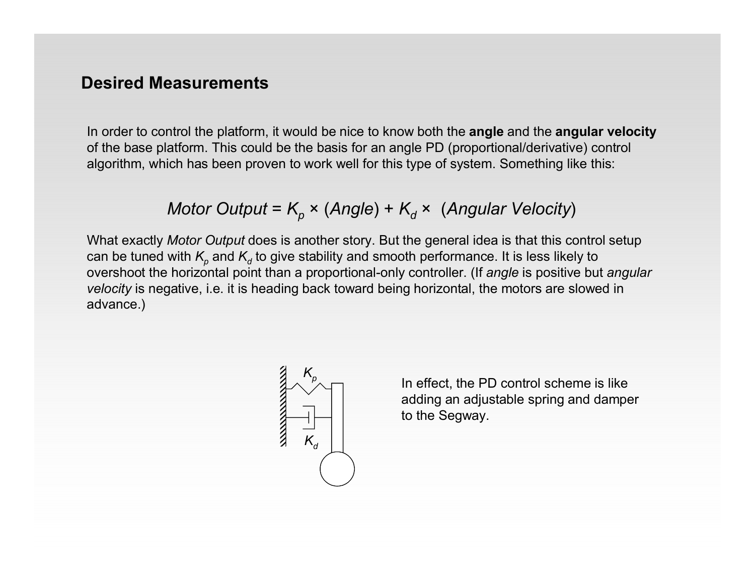## Desired Measurements

In order to control the platform, it would be nice to know both the **angle** and the **angular velocity** of the base platform. This could be the basis for an angle PD (proportional/derivative) control algorithm, which has been proven to work well for this type of system. Something like this:

$$\textit{Motor Output} = K_p \times (\textit{Angle}) + K_d \times (\textit{Angular Velocity})$$

What exactly *Motor Output* does is another story. But the general idea is that this control setup can be tuned with $K_p$ and $K_d$ to give stability and smooth performance. It is less likely to overshoot the horizontal point than a proportional-only controller. (If *angle* is positive but *angular velocity* is negative, i.e. it is heading back toward being horizontal, the motors are slowed in advance.)

In effect, the PD control scheme is like adding an adjustable spring and damper to the Segway.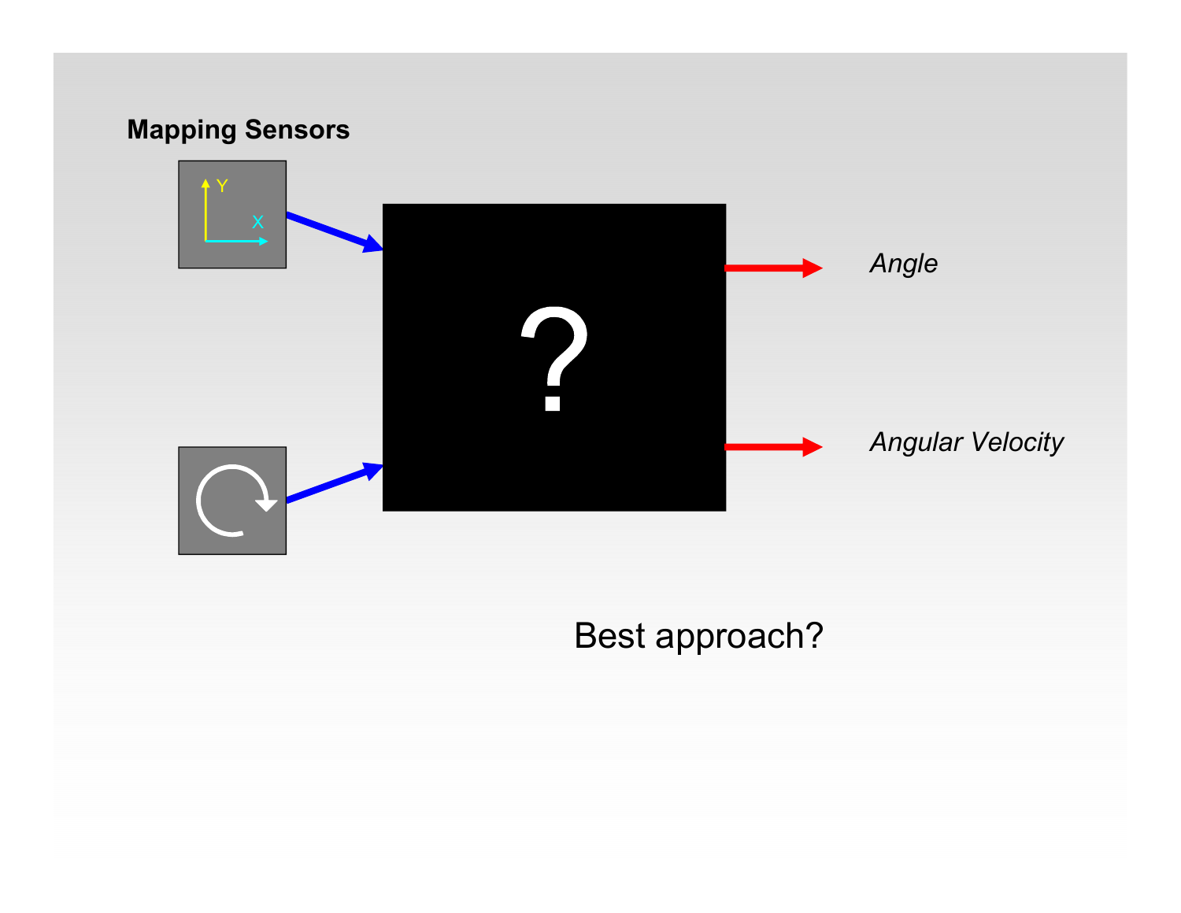**Mapping Sensors**

?

*Angle*

*Angular Velocity*

Best approach?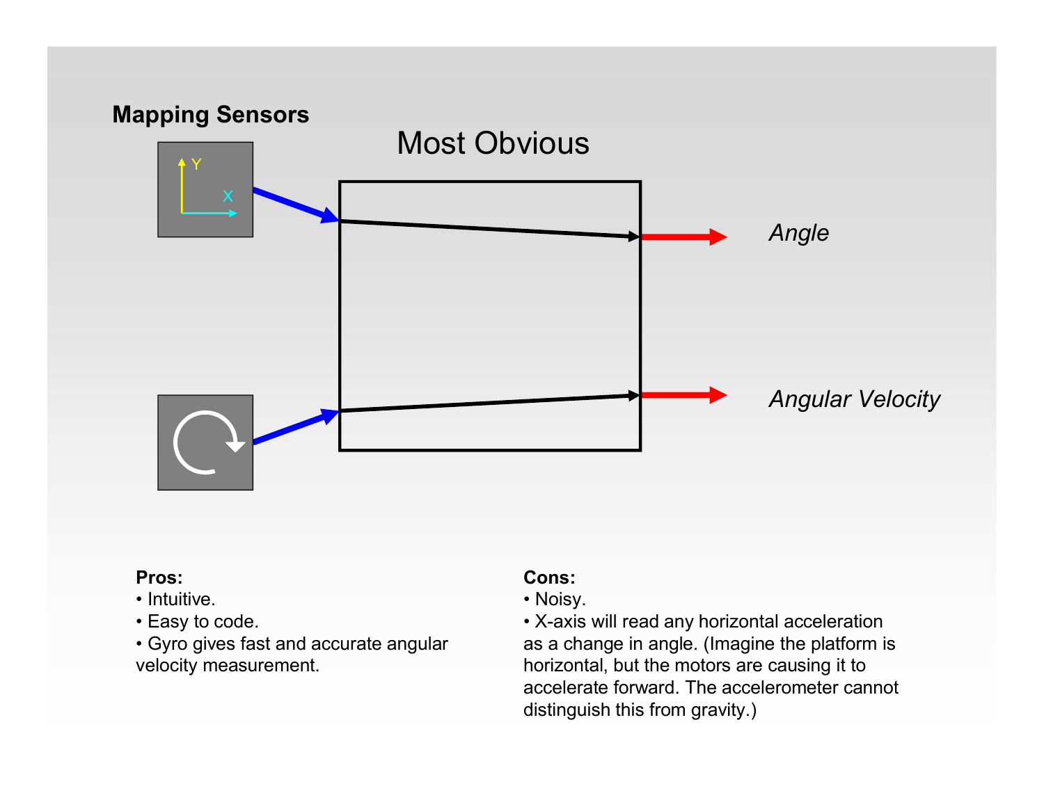**Mapping Sensors**

## Most Obvious

*Angle*

*Angular Velocity*

**Pros:**

- Intuitive.
- Easy to code.
- Gyro gives fast and accurate angular velocity measurement.

**Cons:**

- Noisy.
- X-axis will read any horizontal acceleration as a change in angle. (Imagine the platform is horizontal, but the motors are causing it to accelerate forward. The accelerometer cannot distinguish this from gravity.)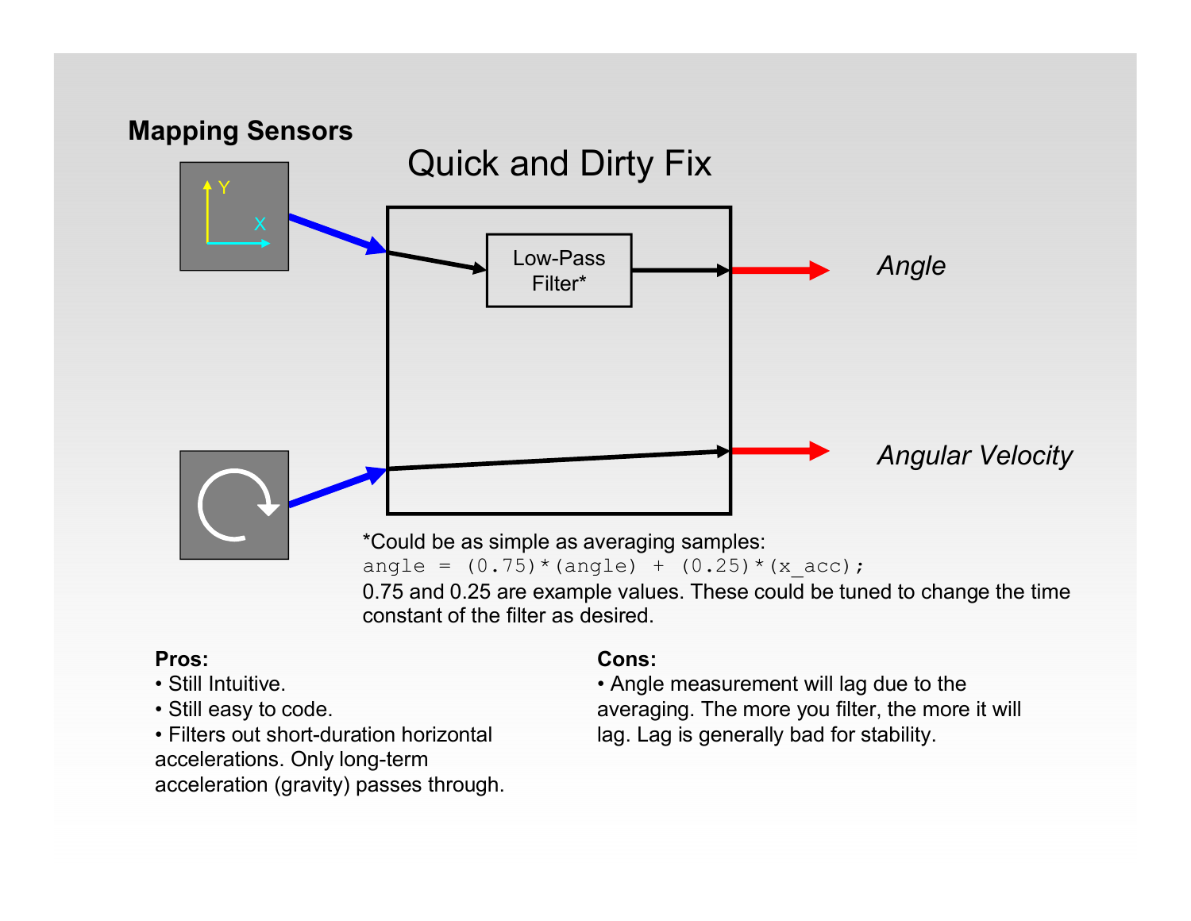**Mapping Sensors**

## Quick and Dirty Fix

Low-Pass Filter*

*Angle*

*Angular Velocity*

*Could be as simple as averaging samples:

```
angle = (0.75)*(angle) + (0.25)*(x_acc);
```

0.75 and 0.25 are example values. These could be tuned to change the time constant of the filter as desired.

**Pros:**
- Still Intuitive.
- Still easy to code.
- Filters out short-duration horizontal accelerations. Only long-term acceleration (gravity) passes through.

**Cons:**
- Angle measurement will lag due to the averaging. The more you filter, the more it will lag. Lag is generally bad for stability.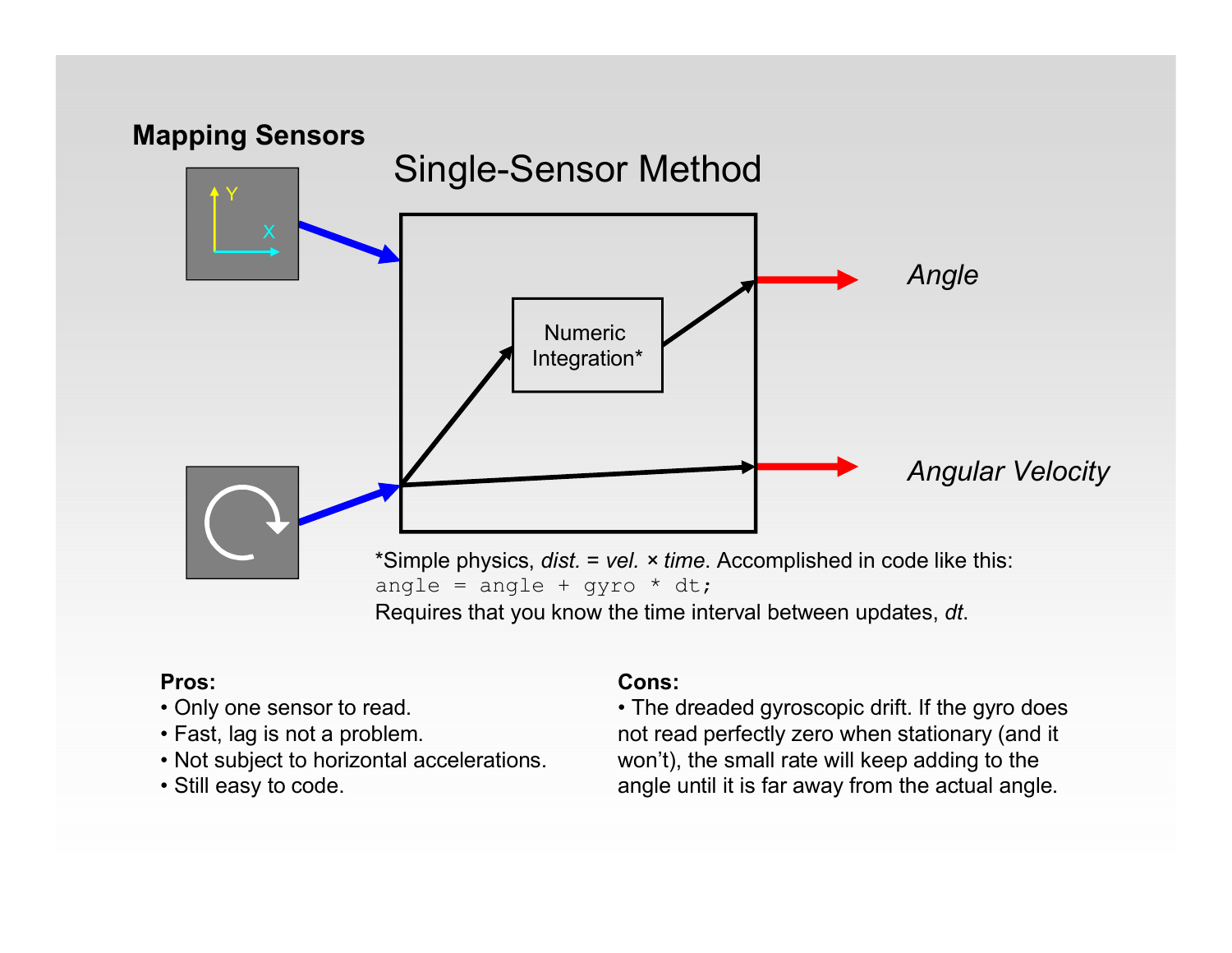**Mapping Sensors**

# Single-Sensor Method

Numeric Integration*

*Angle*

*Angular Velocity*

*Simple physics, *dist.* = *vel.* × *time*. Accomplished in code like this:

```
angle = angle + gyro * dt;
```

Requires that you know the time interval between updates, *dt*.

**Pros:**

- Only one sensor to read.
- Fast, lag is not a problem.
- Not subject to horizontal accelerations.
- Still easy to code.

**Cons:**

- The dreaded gyroscopic drift. If the gyro does not read perfectly zero when stationary (and it won't), the small rate will keep adding to the angle until it is far away from the actual angle.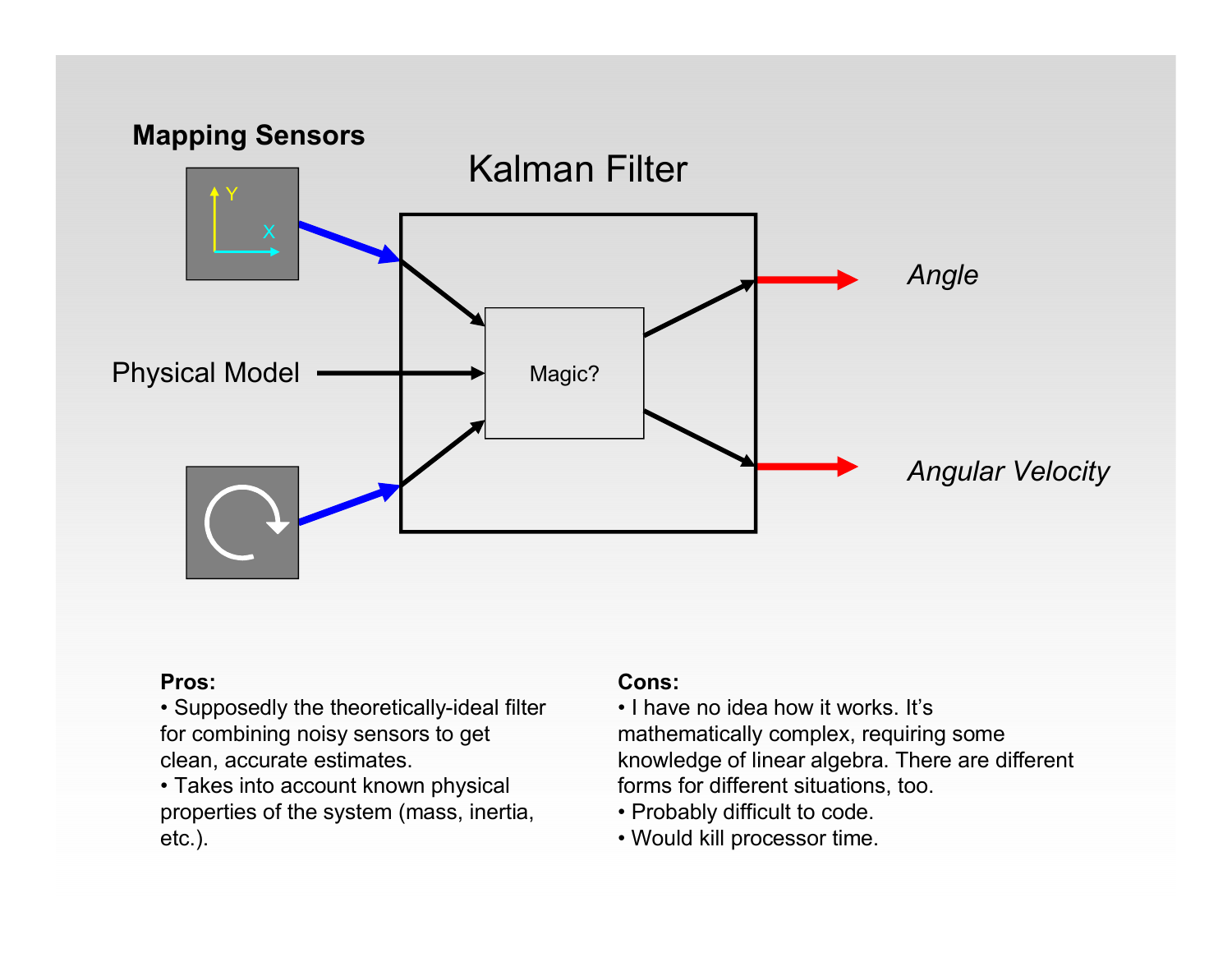# Kalman Filter

**Mapping Sensors**

Physical Model

Magic?

*Angle*

*Angular Velocity*

**Pros:**

- Supposedly the theoretically-ideal filter for combining noisy sensors to get clean, accurate estimates.
- Takes into account known physical properties of the system (mass, inertia, etc.).

**Cons:**

- I have no idea how it works. It's mathematically complex, requiring some knowledge of linear algebra. There are different forms for different situations, too.
- Probably difficult to code.
- Would kill processor time.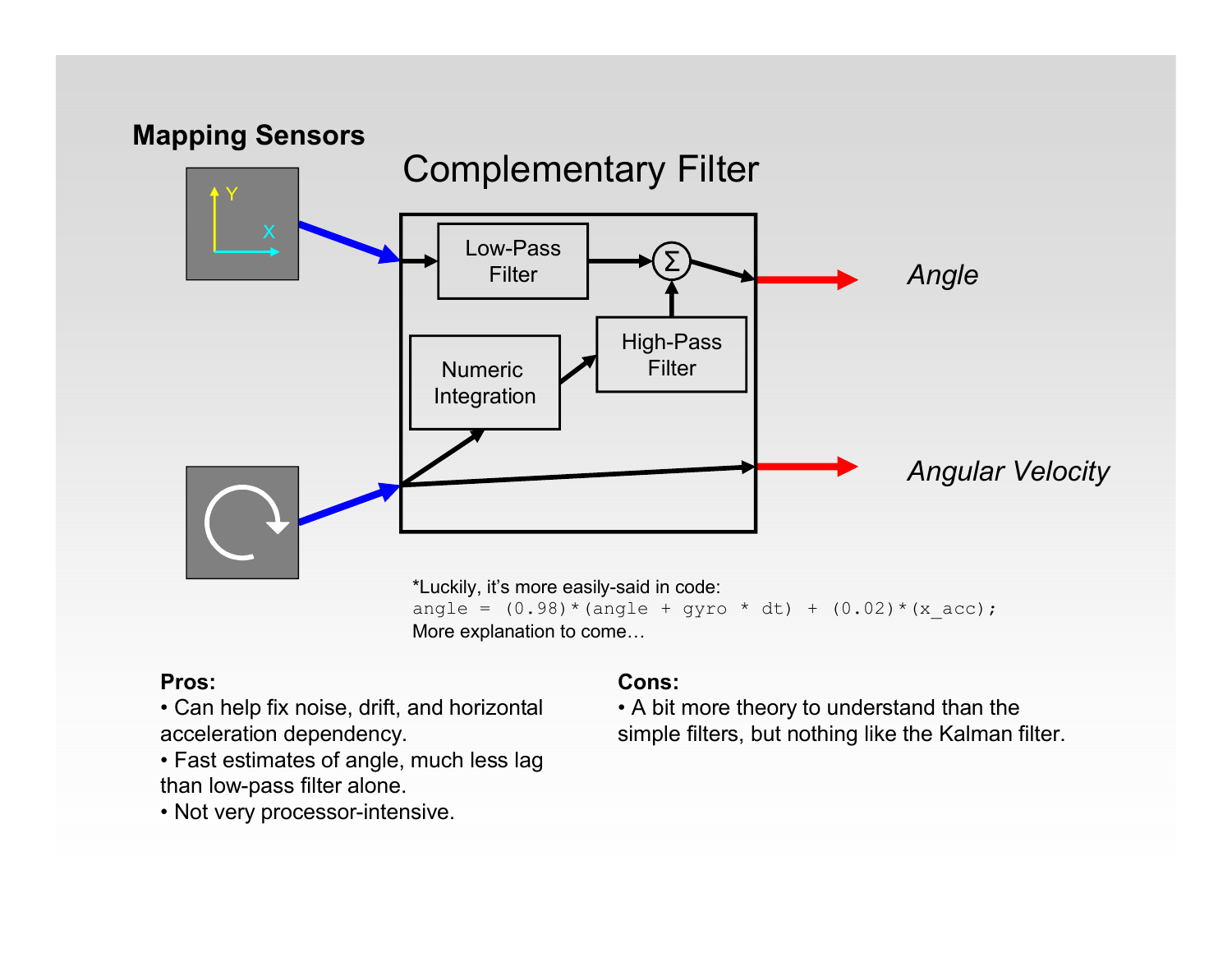**Mapping Sensors**

# Complementary Filter

Low-Pass Filter

Numeric Integration

High-Pass Filter

$\Sigma$

*Angle*

*Angular Velocity*

*Luckily, it's more easily-said in code:

```
angle = (0.98)*(angle + gyro * dt) + (0.02)*(x_acc);
```

More explanation to come…

**Pros:**

- Can help fix noise, drift, and horizontal acceleration dependency.
- Fast estimates of angle, much less lag than low-pass filter alone.
- Not very processor-intensive.

**Cons:**

- A bit more theory to understand than the simple filters, but nothing like the Kalman filter.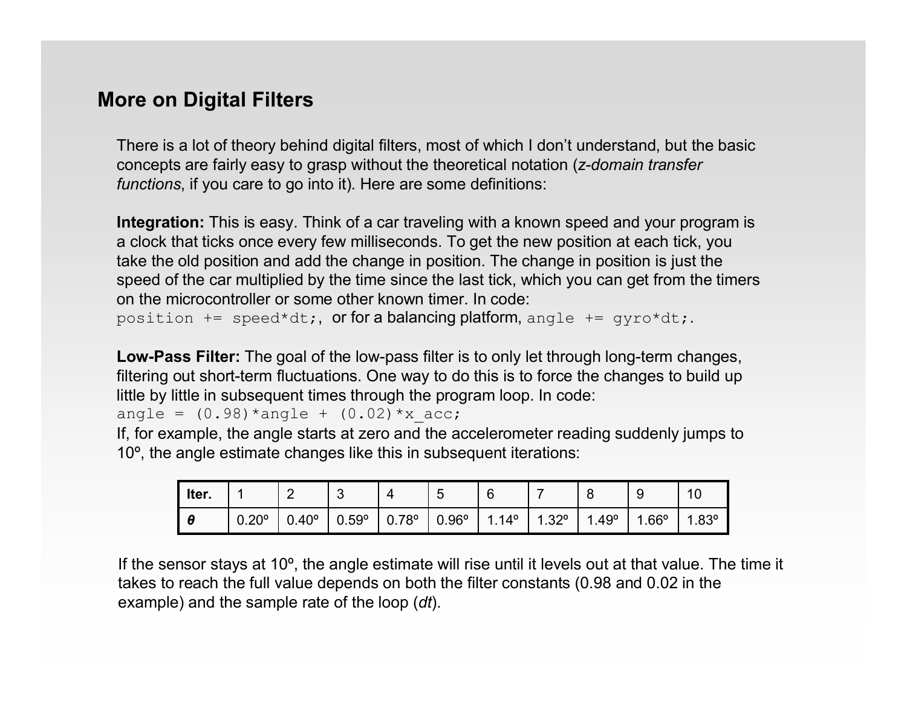## More on Digital Filters

There is a lot of theory behind digital filters, most of which I don't understand, but the basic concepts are fairly easy to grasp without the theoretical notation (*z-domain transfer functions*, if you care to go into it). Here are some definitions:

**Integration:** This is easy. Think of a car traveling with a known speed and your program is a clock that ticks once every few milliseconds. To get the new position at each tick, you take the old position and add the change in position. The change in position is just the speed of the car multiplied by the time since the last tick, which you can get from the timers on the microcontroller or some other known timer. In code: `position += speed*dt;`, or for a balancing platform, `angle += gyro*dt;`.

**Low-Pass Filter:** The goal of the low-pass filter is to only let through long-term changes, filtering out short-term fluctuations. One way to do this is to force the changes to build up little by little in subsequent times through the program loop. In code:

```
angle = (0.98)*angle + (0.02)*x_acc;
```

If, for example, the angle starts at zero and the accelerometer reading suddenly jumps to 10º, the angle estimate changes like this in subsequent iterations:

| Iter. | 1 | 2 | 3 | 4 | 5 | 6 | 7 | 8 | 9 | 10 |
|---|---|---|---|---|---|---|---|---|---|---|
| ***θ*** | 0.20º | 0.40º | 0.59º | 0.78º | 0.96º | 1.14º | 1.32º | 1.49º | 1.66º | 1.83º |

If the sensor stays at 10º, the angle estimate will rise until it levels out at that value. The time it takes to reach the full value depends on both the filter constants (0.98 and 0.02 in the example) and the sample rate of the loop (*dt*).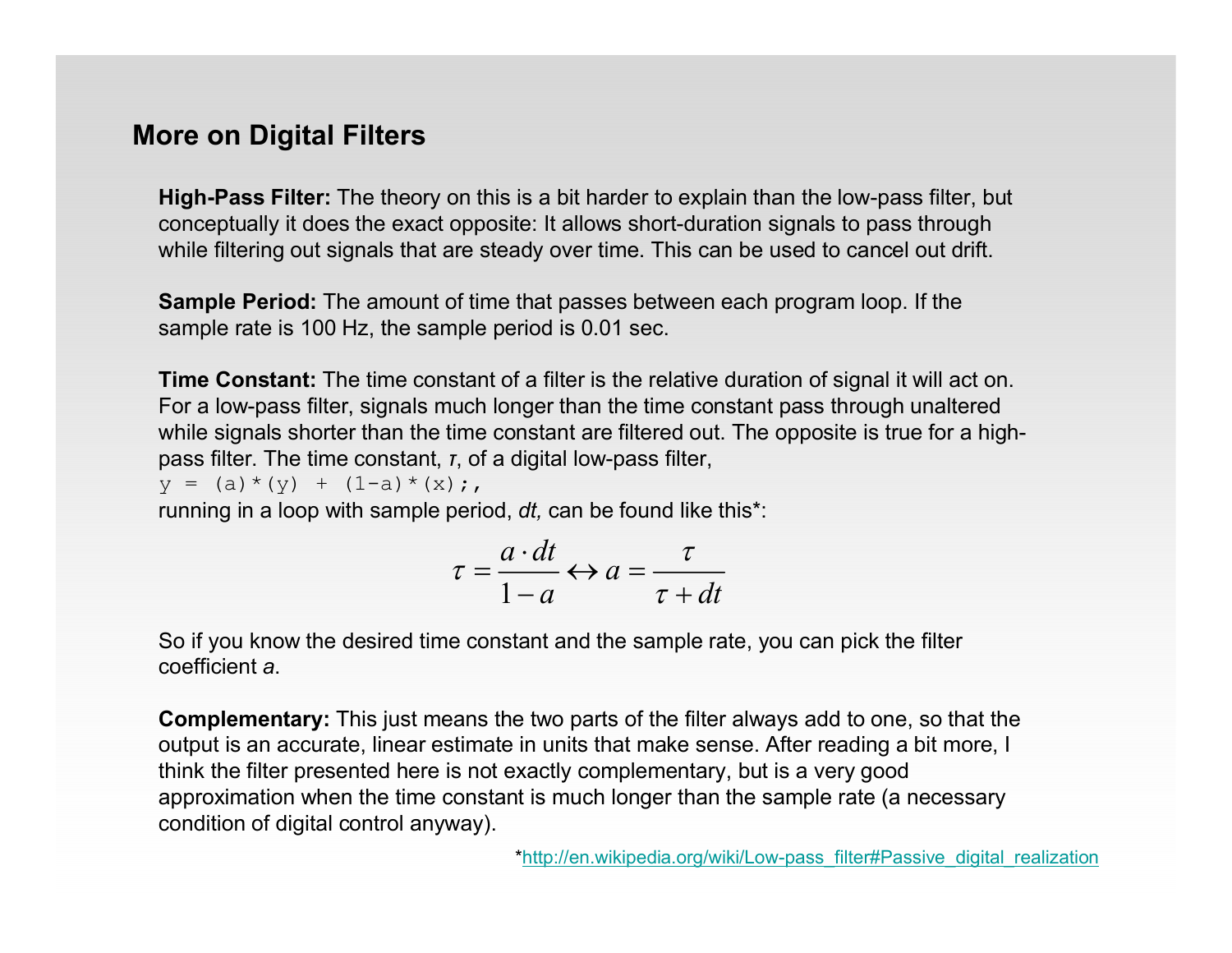## More on Digital Filters

**High-Pass Filter:** The theory on this is a bit harder to explain than the low-pass filter, but conceptually it does the exact opposite: It allows short-duration signals to pass through while filtering out signals that are steady over time. This can be used to cancel out drift.

**Sample Period:** The amount of time that passes between each program loop. If the sample rate is 100 Hz, the sample period is 0.01 sec.

**Time Constant:** The time constant of a filter is the relative duration of signal it will act on. For a low-pass filter, signals much longer than the time constant pass through unaltered while signals shorter than the time constant are filtered out. The opposite is true for a high-pass filter. The time constant, $\tau$, of a digital low-pass filter,

```
y = (a)*(y) + (1-a)*(x);,
```

running in a loop with sample period, *dt,* can be found like this*:

$$\tau = \frac{a \cdot dt}{1-a} \leftrightarrow a = \frac{\tau}{\tau + dt}$$

So if you know the desired time constant and the sample rate, you can pick the filter coefficient *a*.

**Complementary:** This just means the two parts of the filter always add to one, so that the output is an accurate, linear estimate in units that make sense. After reading a bit more, I think the filter presented here is not exactly complementary, but is a very good approximation when the time constant is much longer than the sample rate (a necessary condition of digital control anyway).

*http://en.wikipedia.org/wiki/Low-pass_filter#Passive_digital_realization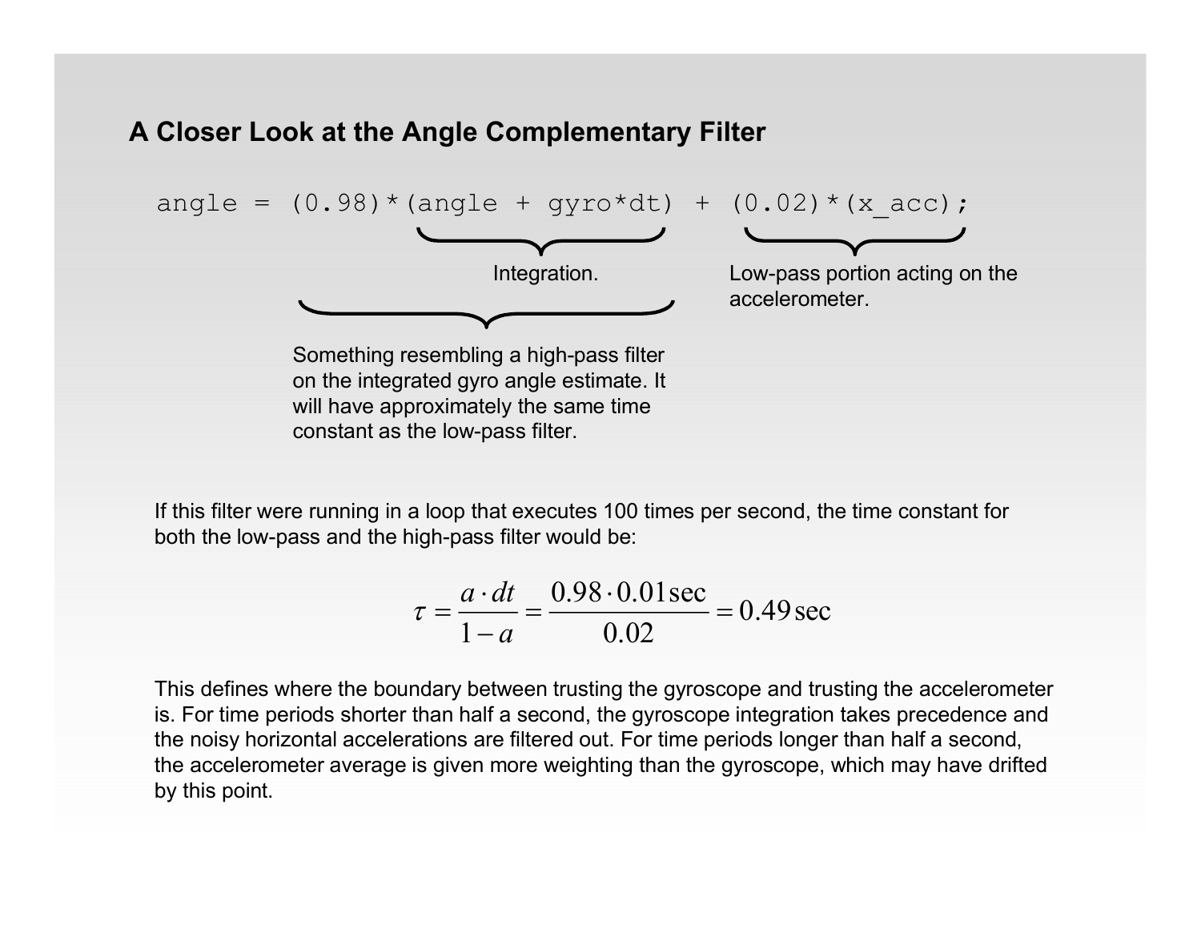## A Closer Look at the Angle Complementary Filter

```
angle = (0.98)*(angle + gyro*dt) + (0.02)*(x_acc);
```

- `(angle + gyro*dt)`: Integration.
- `(0.98)*(angle + gyro*dt)`: Something resembling a high-pass filter on the integrated gyro angle estimate. It will have approximately the same time constant as the low-pass filter.
- `(0.02)*(x_acc)`: Low-pass portion acting on the accelerometer.

If this filter were running in a loop that executes 100 times per second, the time constant for both the low-pass and the high-pass filter would be:

$$\tau = \frac{a \cdot dt}{1 - a} = \frac{0.98 \cdot 0.01\,\text{sec}}{0.02} = 0.49\,\text{sec}$$

This defines where the boundary between trusting the gyroscope and trusting the accelerometer is. For time periods shorter than half a second, the gyroscope integration takes precedence and the noisy horizontal accelerations are filtered out. For time periods longer than half a second, the accelerometer average is given more weighting than the gyroscope, which may have drifted by this point.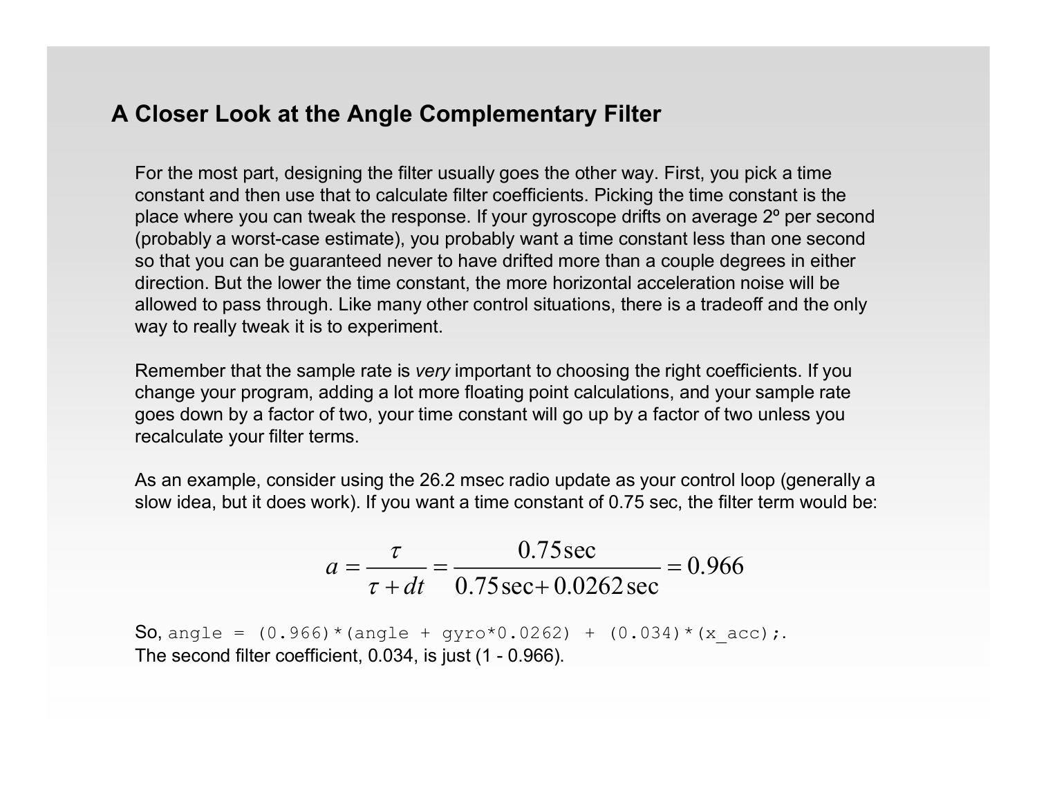## A Closer Look at the Angle Complementary Filter

For the most part, designing the filter usually goes the other way. First, you pick a time constant and then use that to calculate filter coefficients. Picking the time constant is the place where you can tweak the response. If your gyroscope drifts on average 2º per second (probably a worst-case estimate), you probably want a time constant less than one second so that you can be guaranteed never to have drifted more than a couple degrees in either direction. But the lower the time constant, the more horizontal acceleration noise will be allowed to pass through. Like many other control situations, there is a tradeoff and the only way to really tweak it is to experiment.

Remember that the sample rate is *very* important to choosing the right coefficients. If you change your program, adding a lot more floating point calculations, and your sample rate goes down by a factor of two, your time constant will go up by a factor of two unless you recalculate your filter terms.

As an example, consider using the 26.2 msec radio update as your control loop (generally a slow idea, but it does work). If you want a time constant of 0.75 sec, the filter term would be:

$$a = \frac{\tau}{\tau + dt} = \frac{0.75\,\text{sec}}{0.75\,\text{sec} + 0.0262\,\text{sec}} = 0.966$$

So, `angle = (0.966)*(angle + gyro*0.0262) + (0.034)*(x_acc);`.
The second filter coefficient, 0.034, is just (1 - 0.966).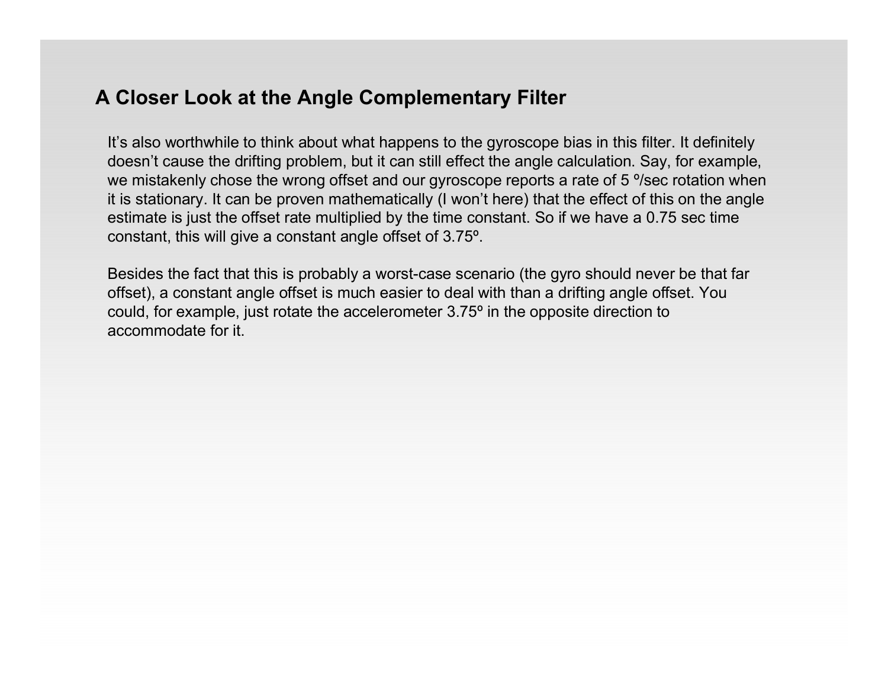## A Closer Look at the Angle Complementary Filter

It's also worthwhile to think about what happens to the gyroscope bias in this filter. It definitely doesn't cause the drifting problem, but it can still effect the angle calculation. Say, for example, we mistakenly chose the wrong offset and our gyroscope reports a rate of 5 º/sec rotation when it is stationary. It can be proven mathematically (I won't here) that the effect of this on the angle estimate is just the offset rate multiplied by the time constant. So if we have a 0.75 sec time constant, this will give a constant angle offset of 3.75º.

Besides the fact that this is probably a worst-case scenario (the gyro should never be that far offset), a constant angle offset is much easier to deal with than a drifting angle offset. You could, for example, just rotate the accelerometer 3.75º in the opposite direction to accommodate for it.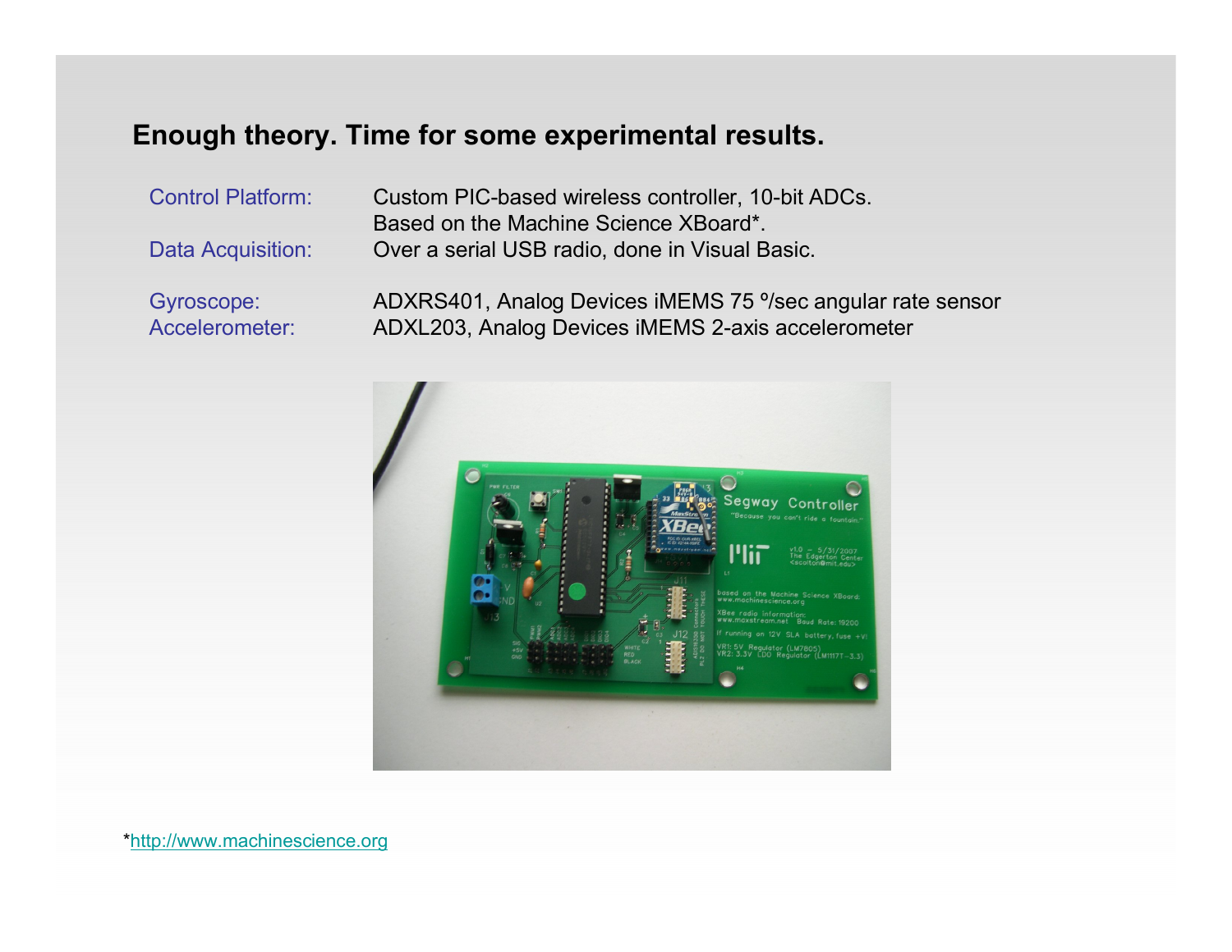## Enough theory. Time for some experimental results.

| | |
|---|---|
| Control Platform: | Custom PIC-based wireless controller, 10-bit ADCs. Based on the Machine Science XBoard*. |
| Data Acquisition: | Over a serial USB radio, done in Visual Basic. |
| Gyroscope: | ADXRS401, Analog Devices iMEMS 75 º/sec angular rate sensor |
| Accelerometer: | ADXL203, Analog Devices iMEMS 2-axis accelerometer |

*http://www.machinescience.org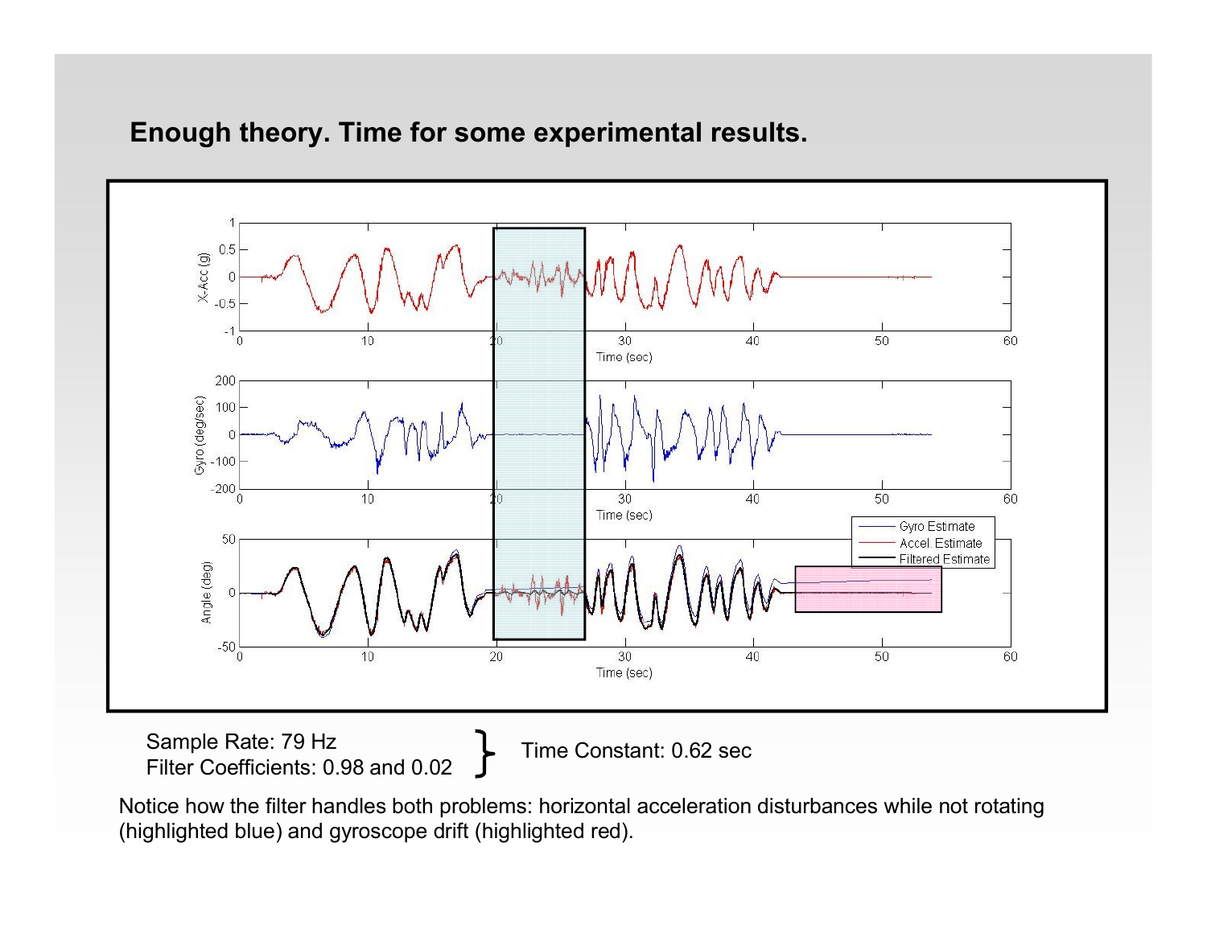## Enough theory. Time for some experimental results.

Sample Rate: 79 Hz
Filter Coefficients: 0.98 and 0.02

} Time Constant: 0.62 sec

Notice how the filter handles both problems: horizontal acceleration disturbances while not rotating (highlighted blue) and gyroscope drift (highlighted red).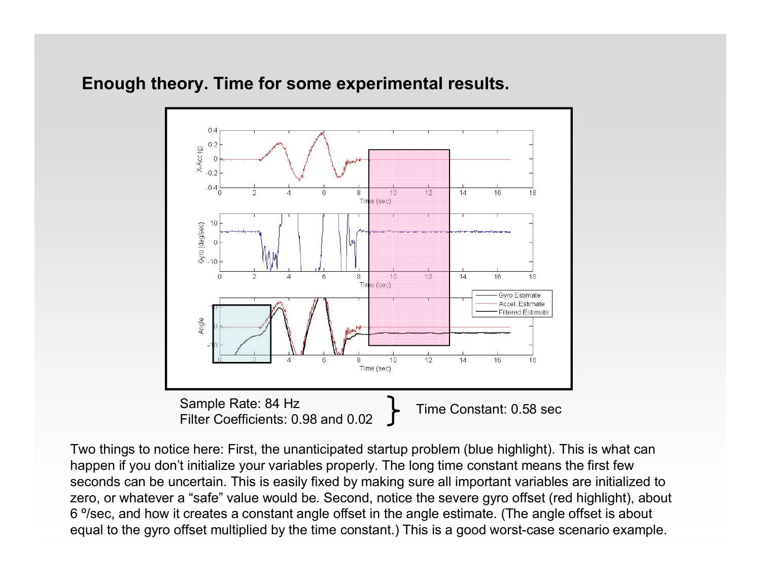## Enough theory. Time for some experimental results.

Sample Rate: 84 Hz
Filter Coefficients: 0.98 and 0.02

Time Constant: 0.58 sec

Two things to notice here: First, the unanticipated startup problem (blue highlight). This is what can happen if you don't initialize your variables properly. The long time constant means the first few seconds can be uncertain. This is easily fixed by making sure all important variables are initialized to zero, or whatever a "safe" value would be. Second, notice the severe gyro offset (red highlight), about 6 º/sec, and how it creates a constant angle offset in the angle estimate. (The angle offset is about equal to the gyro offset multiplied by the time constant.) This is a good worst-case scenario example.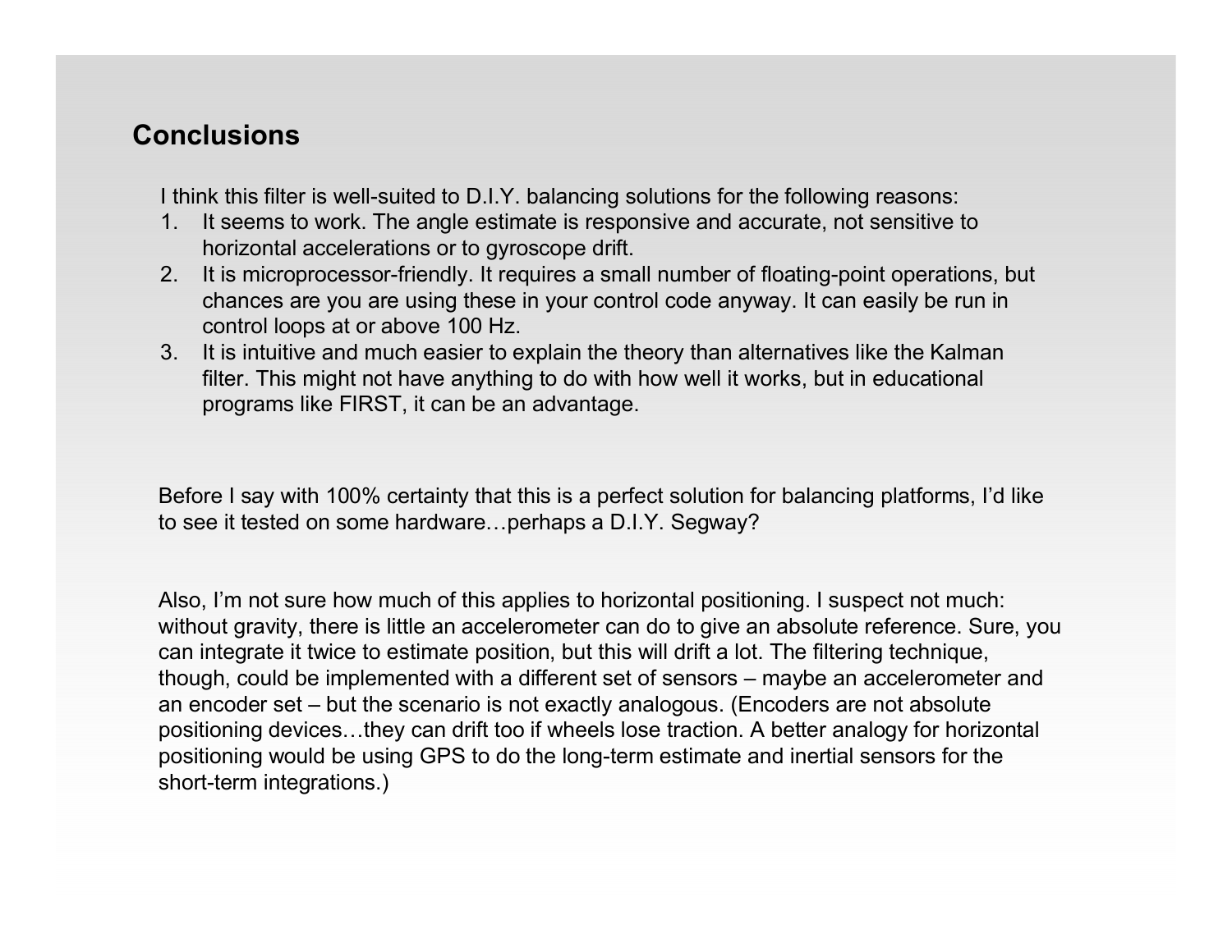## Conclusions

I think this filter is well-suited to D.I.Y. balancing solutions for the following reasons:

1. It seems to work. The angle estimate is responsive and accurate, not sensitive to horizontal accelerations or to gyroscope drift.
2. It is microprocessor-friendly. It requires a small number of floating-point operations, but chances are you are using these in your control code anyway. It can easily be run in control loops at or above 100 Hz.
3. It is intuitive and much easier to explain the theory than alternatives like the Kalman filter. This might not have anything to do with how well it works, but in educational programs like FIRST, it can be an advantage.

Before I say with 100% certainty that this is a perfect solution for balancing platforms, I'd like to see it tested on some hardware…perhaps a D.I.Y. Segway?

Also, I'm not sure how much of this applies to horizontal positioning. I suspect not much: without gravity, there is little an accelerometer can do to give an absolute reference. Sure, you can integrate it twice to estimate position, but this will drift a lot. The filtering technique, though, could be implemented with a different set of sensors – maybe an accelerometer and an encoder set – but the scenario is not exactly analogous. (Encoders are not absolute positioning devices…they can drift too if wheels lose traction. A better analogy for horizontal positioning would be using GPS to do the long-term estimate and inertial sensors for the short-term integrations.)